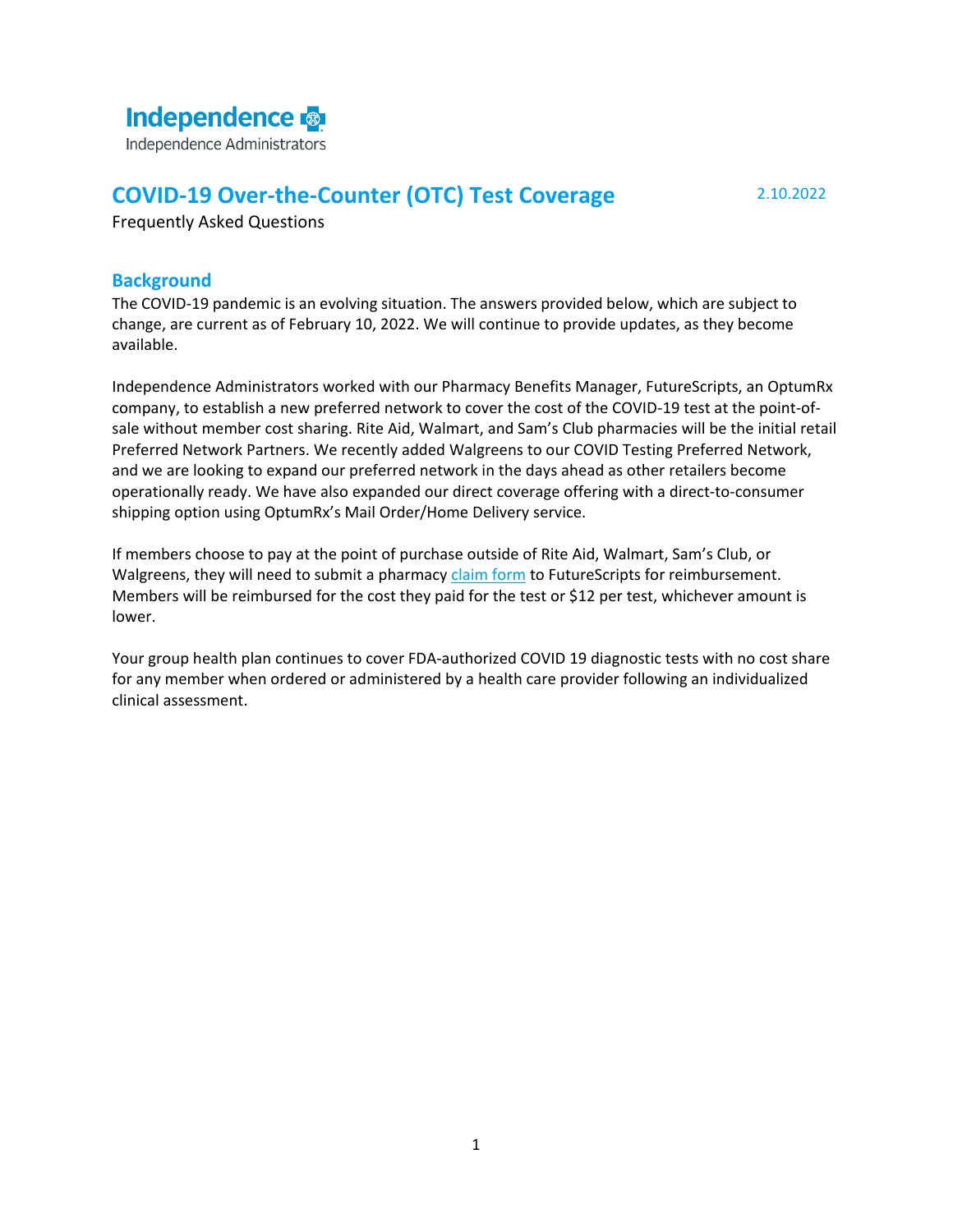Independence Administrators

# COVID-19 Over-the-Counter (OTC) Test Coverage

2.10.2022

Frequently Asked Questions

## Background

The COVID-19 pandemic is an evolving situation. The answers provided below, which are subject to change, are current as of February 10, 2022. We will continue to provide updates, as they become available.

Independence Administrators worked with our Pharmacy Benefits Manager, FutureScripts, an OptumRx company, to establish a new preferred network to cover the cost of the COVID-19 test at the point-of-sale without member cost sharing. Rite Aid, Walmart, and Sam's Club pharmacies will be the initial retail Preferred Network Partners. We recently added Walgreens to our COVID Testing Preferred Network, and we are looking to expand our preferred network in the days ahead as other retailers become operationally ready. We have also expanded our direct coverage offering with a direct-to-consumer shipping option using OptumRx's Mail Order/Home Delivery service.

If members choose to pay at the point of purchase outside of Rite Aid, Walmart, Sam's Club, or Walgreens, they will need to submit a pharmacy claim form to FutureScripts for reimbursement. Members will be reimbursed for the cost they paid for the test or $12 per test, whichever amount is lower.

Your group health plan continues to cover FDA-authorized COVID 19 diagnostic tests with no cost share for any member when ordered or administered by a health care provider following an individualized clinical assessment.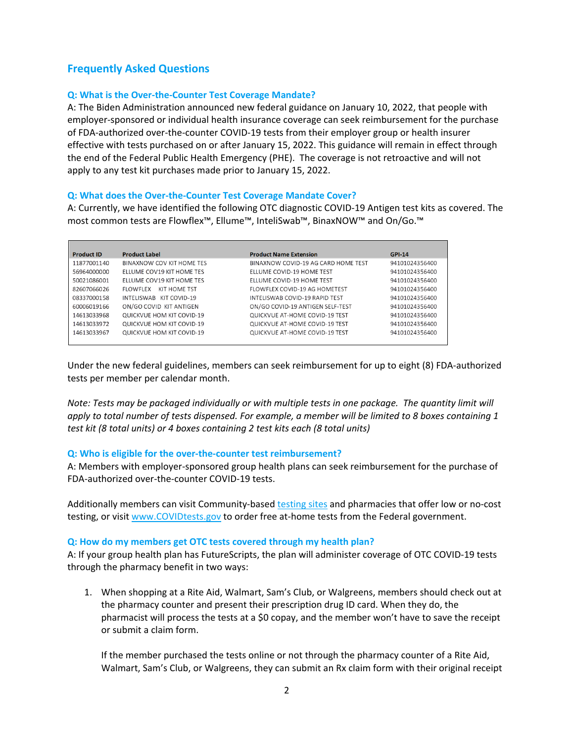## Frequently Asked Questions

### Q: What is the Over-the-Counter Test Coverage Mandate?

A: The Biden Administration announced new federal guidance on January 10, 2022, that people with employer-sponsored or individual health insurance coverage can seek reimbursement for the purchase of FDA-authorized over-the-counter COVID-19 tests from their employer group or health insurer effective with tests purchased on or after January 15, 2022. This guidance will remain in effect through the end of the Federal Public Health Emergency (PHE). The coverage is not retroactive and will not apply to any test kit purchases made prior to January 15, 2022.

### Q: What does the Over-the-Counter Test Coverage Mandate Cover?

A: Currently, we have identified the following OTC diagnostic COVID-19 Antigen test kits as covered. The most common tests are Flowflex™, Ellume™, InteliSwab™, BinaxNOW™ and On/Go.™

| Product ID | Product Label | Product Name Extension | GPI-14 |
|---|---|---|---|
| 11877001140 | BINAXNOW COV KIT HOME TES | BINAXNOW COVID-19 AG CARD HOME TEST | 94101024356400 |
| 56964000000 | ELLUME COV19 KIT HOME TES | ELLUME COVID-19 HOME TEST | 94101024356400 |
| 50021086001 | ELLUME COV19 KIT HOME TES | ELLUME COVID-19 HOME TEST | 94101024356400 |
| 82607066026 | FLOWFLEX KIT HOME TST | FLOWFLEX COVID-19 AG HOMETEST | 94101024356400 |
| 08337000158 | INTELISWAB KIT COVID-19 | INTELISWAB COVID-19 RAPID TEST | 94101024356400 |
| 60006019166 | ON/GO COVID KIT ANTIGEN | ON/GO COVID-19 ANTIGEN SELF-TEST | 94101024356400 |
| 14613033968 | QUICKVUE HOM KIT COVID-19 | QUICKVUE AT-HOME COVID-19 TEST | 94101024356400 |
| 14613033972 | QUICKVUE HOM KIT COVID-19 | QUICKVUE AT-HOME COVID-19 TEST | 94101024356400 |
| 14613033967 | QUICKVUE HOM KIT COVID-19 | QUICKVUE AT-HOME COVID-19 TEST | 94101024356400 |

Under the new federal guidelines, members can seek reimbursement for up to eight (8) FDA-authorized tests per member per calendar month.

*Note: Tests may be packaged individually or with multiple tests in one package. The quantity limit will apply to total number of tests dispensed. For example, a member will be limited to 8 boxes containing 1 test kit (8 total units) or 4 boxes containing 2 test kits each (8 total units)*

### Q: Who is eligible for the over-the-counter test reimbursement?

A: Members with employer-sponsored group health plans can seek reimbursement for the purchase of FDA-authorized over-the-counter COVID-19 tests.

Additionally members can visit Community-based testing sites and pharmacies that offer low or no-cost testing, or visit www.COVIDtests.gov to order free at-home tests from the Federal government.

### Q: How do my members get OTC tests covered through my health plan?

A: If your group health plan has FutureScripts, the plan will administer coverage of OTC COVID-19 tests through the pharmacy benefit in two ways:

1. When shopping at a Rite Aid, Walmart, Sam's Club, or Walgreens, members should check out at the pharmacy counter and present their prescription drug ID card. When they do, the pharmacist will process the tests at a $0 copay, and the member won't have to save the receipt or submit a claim form.

   If the member purchased the tests online or not through the pharmacy counter of a Rite Aid, Walmart, Sam's Club, or Walgreens, they can submit an Rx claim form with their original receipt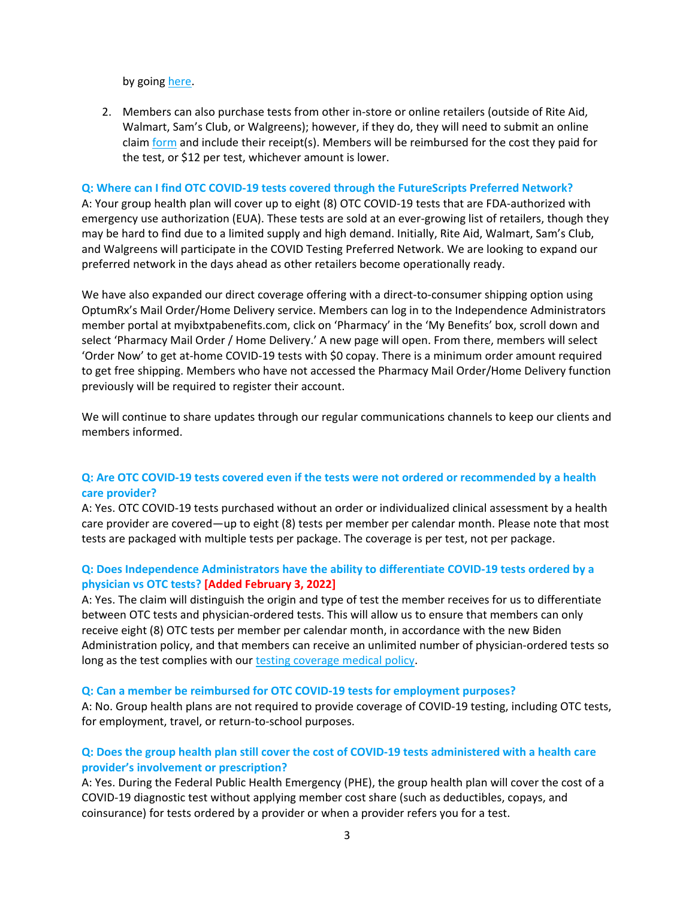by going here.

2. Members can also purchase tests from other in-store or online retailers (outside of Rite Aid, Walmart, Sam's Club, or Walgreens); however, if they do, they will need to submit an online claim form and include their receipt(s). Members will be reimbursed for the cost they paid for the test, or $12 per test, whichever amount is lower.

**Q: Where can I find OTC COVID-19 tests covered through the FutureScripts Preferred Network?**

A: Your group health plan will cover up to eight (8) OTC COVID-19 tests that are FDA-authorized with emergency use authorization (EUA). These tests are sold at an ever-growing list of retailers, though they may be hard to find due to a limited supply and high demand. Initially, Rite Aid, Walmart, Sam's Club, and Walgreens will participate in the COVID Testing Preferred Network. We are looking to expand our preferred network in the days ahead as other retailers become operationally ready.

We have also expanded our direct coverage offering with a direct-to-consumer shipping option using OptumRx's Mail Order/Home Delivery service. Members can log in to the Independence Administrators member portal at myibxtpabenefits.com, click on 'Pharmacy' in the 'My Benefits' box, scroll down and select 'Pharmacy Mail Order / Home Delivery.' A new page will open. From there, members will select 'Order Now' to get at-home COVID-19 tests with $0 copay. There is a minimum order amount required to get free shipping. Members who have not accessed the Pharmacy Mail Order/Home Delivery function previously will be required to register their account.

We will continue to share updates through our regular communications channels to keep our clients and members informed.

**Q: Are OTC COVID-19 tests covered even if the tests were not ordered or recommended by a health care provider?**

A: Yes. OTC COVID-19 tests purchased without an order or individualized clinical assessment by a health care provider are covered—up to eight (8) tests per member per calendar month. Please note that most tests are packaged with multiple tests per package. The coverage is per test, not per package.

**Q: Does Independence Administrators have the ability to differentiate COVID-19 tests ordered by a physician vs OTC tests? [Added February 3, 2022]**

A: Yes. The claim will distinguish the origin and type of test the member receives for us to differentiate between OTC tests and physician-ordered tests. This will allow us to ensure that members can only receive eight (8) OTC tests per member per calendar month, in accordance with the new Biden Administration policy, and that members can receive an unlimited number of physician-ordered tests so long as the test complies with our testing coverage medical policy.

**Q: Can a member be reimbursed for OTC COVID-19 tests for employment purposes?**

A: No. Group health plans are not required to provide coverage of COVID-19 testing, including OTC tests, for employment, travel, or return-to-school purposes.

**Q: Does the group health plan still cover the cost of COVID-19 tests administered with a health care provider's involvement or prescription?**

A: Yes. During the Federal Public Health Emergency (PHE), the group health plan will cover the cost of a COVID-19 diagnostic test without applying member cost share (such as deductibles, copays, and coinsurance) for tests ordered by a provider or when a provider refers you for a test.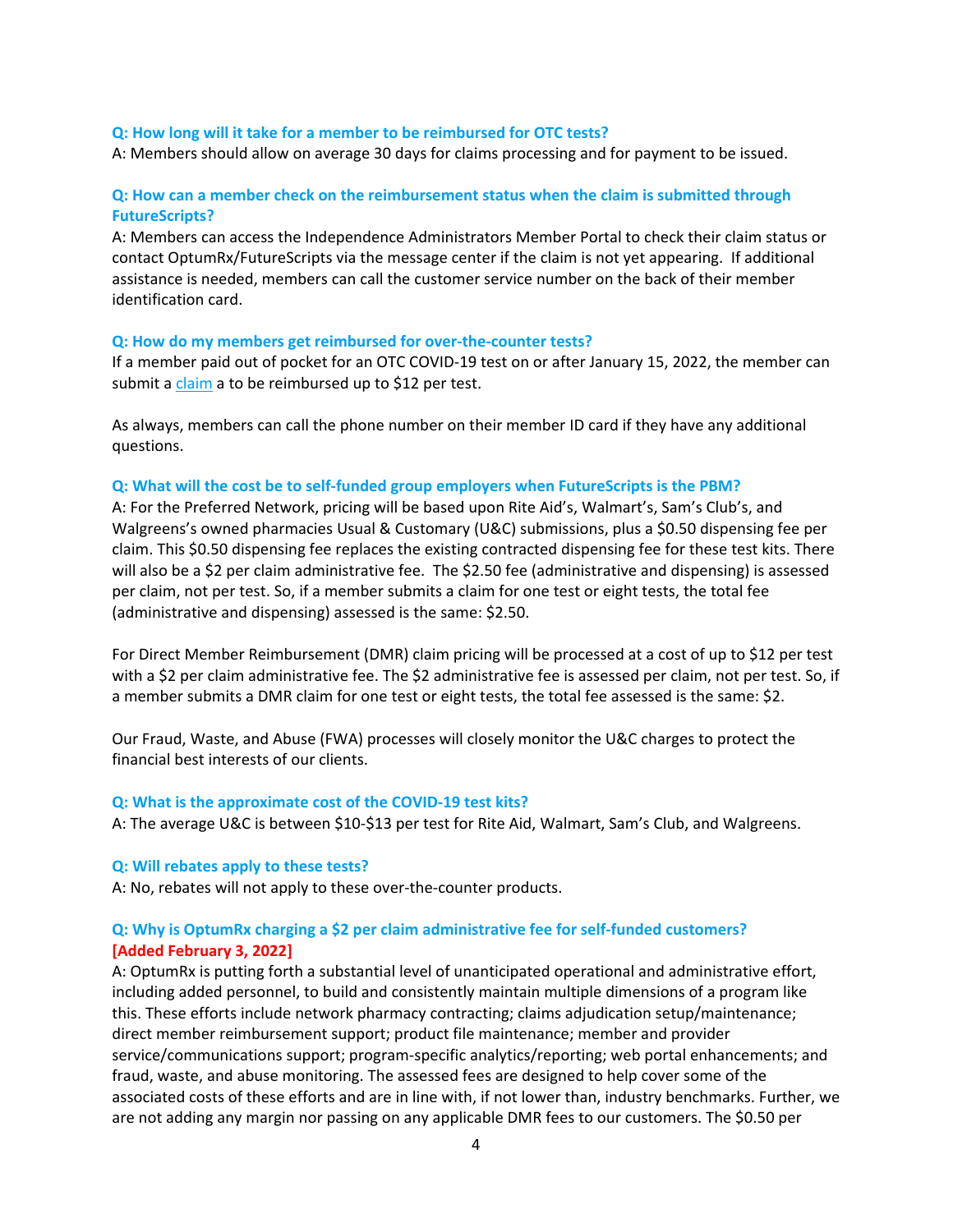**Q: How long will it take for a member to be reimbursed for OTC tests?**

A: Members should allow on average 30 days for claims processing and for payment to be issued.

**Q: How can a member check on the reimbursement status when the claim is submitted through FutureScripts?**

A: Members can access the Independence Administrators Member Portal to check their claim status or contact OptumRx/FutureScripts via the message center if the claim is not yet appearing. If additional assistance is needed, members can call the customer service number on the back of their member identification card.

**Q: How do my members get reimbursed for over-the-counter tests?**

If a member paid out of pocket for an OTC COVID-19 test on or after January 15, 2022, the member can submit a claim a to be reimbursed up to $12 per test.

As always, members can call the phone number on their member ID card if they have any additional questions.

**Q: What will the cost be to self-funded group employers when FutureScripts is the PBM?**

A: For the Preferred Network, pricing will be based upon Rite Aid's, Walmart's, Sam's Club's, and Walgreens's owned pharmacies Usual & Customary (U&C) submissions, plus a $0.50 dispensing fee per claim. This $0.50 dispensing fee replaces the existing contracted dispensing fee for these test kits. There will also be a $2 per claim administrative fee. The $2.50 fee (administrative and dispensing) is assessed per claim, not per test. So, if a member submits a claim for one test or eight tests, the total fee (administrative and dispensing) assessed is the same: $2.50.

For Direct Member Reimbursement (DMR) claim pricing will be processed at a cost of up to $12 per test with a $2 per claim administrative fee. The $2 administrative fee is assessed per claim, not per test. So, if a member submits a DMR claim for one test or eight tests, the total fee assessed is the same: $2.

Our Fraud, Waste, and Abuse (FWA) processes will closely monitor the U&C charges to protect the financial best interests of our clients.

**Q: What is the approximate cost of the COVID-19 test kits?**

A: The average U&C is between $10-$13 per test for Rite Aid, Walmart, Sam's Club, and Walgreens.

**Q: Will rebates apply to these tests?**

A: No, rebates will not apply to these over-the-counter products.

**Q: Why is OptumRx charging a $2 per claim administrative fee for self-funded customers?**
**[Added February 3, 2022]**

A: OptumRx is putting forth a substantial level of unanticipated operational and administrative effort, including added personnel, to build and consistently maintain multiple dimensions of a program like this. These efforts include network pharmacy contracting; claims adjudication setup/maintenance; direct member reimbursement support; product file maintenance; member and provider service/communications support; program-specific analytics/reporting; web portal enhancements; and fraud, waste, and abuse monitoring. The assessed fees are designed to help cover some of the associated costs of these efforts and are in line with, if not lower than, industry benchmarks. Further, we are not adding any margin nor passing on any applicable DMR fees to our customers. The $0.50 per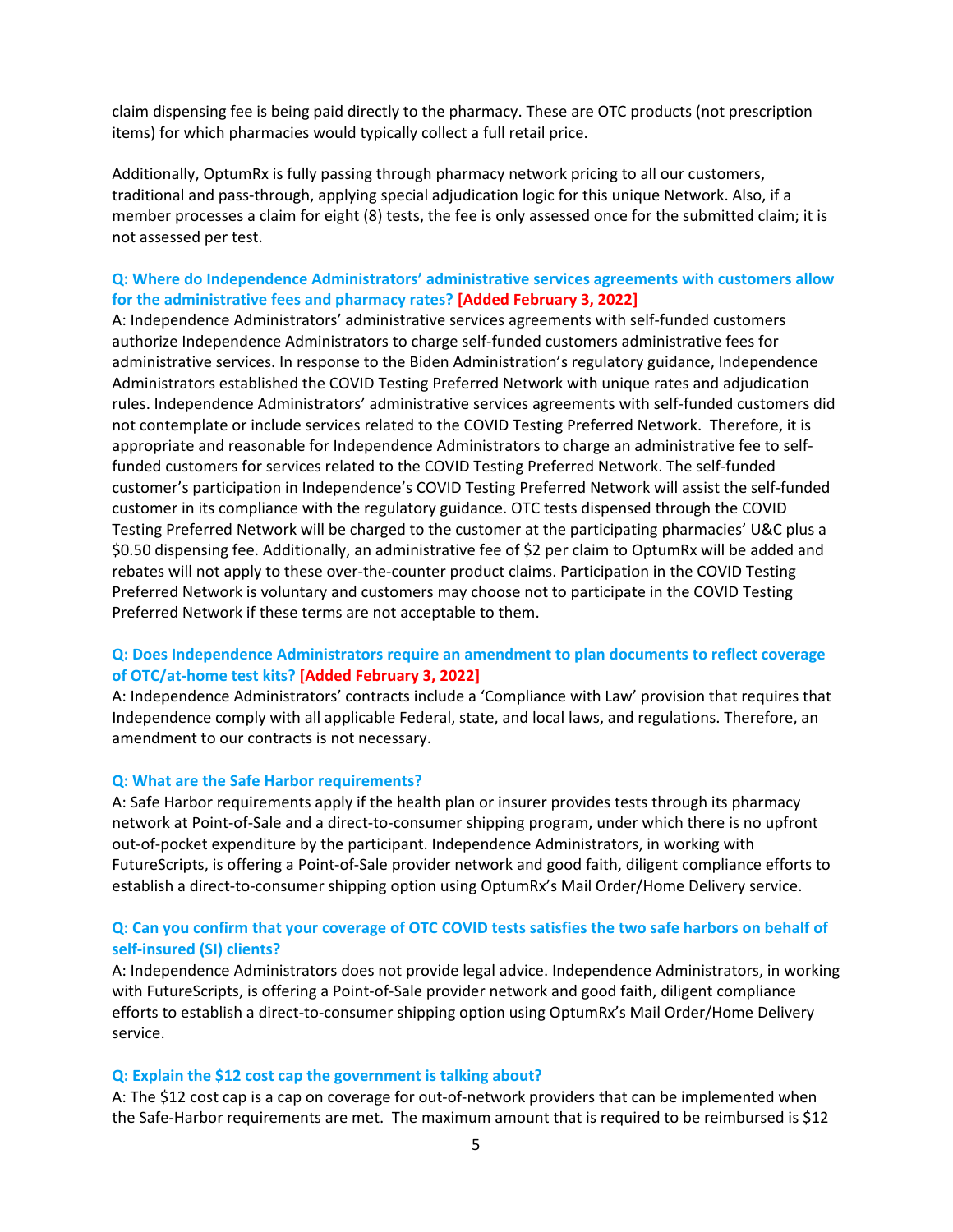claim dispensing fee is being paid directly to the pharmacy. These are OTC products (not prescription items) for which pharmacies would typically collect a full retail price.

Additionally, OptumRx is fully passing through pharmacy network pricing to all our customers, traditional and pass-through, applying special adjudication logic for this unique Network. Also, if a member processes a claim for eight (8) tests, the fee is only assessed once for the submitted claim; it is not assessed per test.

**Q: Where do Independence Administrators' administrative services agreements with customers allow for the administrative fees and pharmacy rates? [Added February 3, 2022]**

A: Independence Administrators' administrative services agreements with self-funded customers authorize Independence Administrators to charge self-funded customers administrative fees for administrative services. In response to the Biden Administration's regulatory guidance, Independence Administrators established the COVID Testing Preferred Network with unique rates and adjudication rules. Independence Administrators' administrative services agreements with self-funded customers did not contemplate or include services related to the COVID Testing Preferred Network. Therefore, it is appropriate and reasonable for Independence Administrators to charge an administrative fee to self-funded customers for services related to the COVID Testing Preferred Network. The self-funded customer's participation in Independence's COVID Testing Preferred Network will assist the self-funded customer in its compliance with the regulatory guidance. OTC tests dispensed through the COVID Testing Preferred Network will be charged to the customer at the participating pharmacies' U&C plus a $0.50 dispensing fee. Additionally, an administrative fee of $2 per claim to OptumRx will be added and rebates will not apply to these over-the-counter product claims. Participation in the COVID Testing Preferred Network is voluntary and customers may choose not to participate in the COVID Testing Preferred Network if these terms are not acceptable to them.

**Q: Does Independence Administrators require an amendment to plan documents to reflect coverage of OTC/at-home test kits? [Added February 3, 2022]**

A: Independence Administrators' contracts include a 'Compliance with Law' provision that requires that Independence comply with all applicable Federal, state, and local laws, and regulations. Therefore, an amendment to our contracts is not necessary.

**Q: What are the Safe Harbor requirements?**

A: Safe Harbor requirements apply if the health plan or insurer provides tests through its pharmacy network at Point-of-Sale and a direct-to-consumer shipping program, under which there is no upfront out-of-pocket expenditure by the participant. Independence Administrators, in working with FutureScripts, is offering a Point-of-Sale provider network and good faith, diligent compliance efforts to establish a direct-to-consumer shipping option using OptumRx's Mail Order/Home Delivery service.

**Q: Can you confirm that your coverage of OTC COVID tests satisfies the two safe harbors on behalf of self-insured (SI) clients?**

A: Independence Administrators does not provide legal advice. Independence Administrators, in working with FutureScripts, is offering a Point-of-Sale provider network and good faith, diligent compliance efforts to establish a direct-to-consumer shipping option using OptumRx's Mail Order/Home Delivery service.

**Q: Explain the $12 cost cap the government is talking about?**

A: The $12 cost cap is a cap on coverage for out-of-network providers that can be implemented when the Safe-Harbor requirements are met. The maximum amount that is required to be reimbursed is $12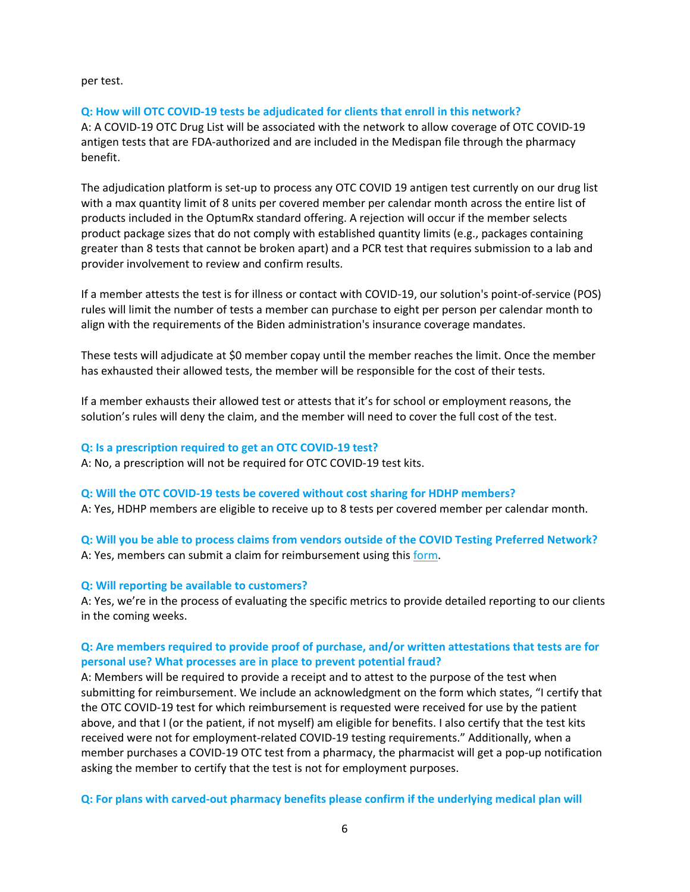per test.

**Q: How will OTC COVID-19 tests be adjudicated for clients that enroll in this network?**

A: A COVID-19 OTC Drug List will be associated with the network to allow coverage of OTC COVID-19 antigen tests that are FDA-authorized and are included in the Medispan file through the pharmacy benefit.

The adjudication platform is set-up to process any OTC COVID 19 antigen test currently on our drug list with a max quantity limit of 8 units per covered member per calendar month across the entire list of products included in the OptumRx standard offering. A rejection will occur if the member selects product package sizes that do not comply with established quantity limits (e.g., packages containing greater than 8 tests that cannot be broken apart) and a PCR test that requires submission to a lab and provider involvement to review and confirm results.

If a member attests the test is for illness or contact with COVID-19, our solution's point-of-service (POS) rules will limit the number of tests a member can purchase to eight per person per calendar month to align with the requirements of the Biden administration's insurance coverage mandates.

These tests will adjudicate at $0 member copay until the member reaches the limit. Once the member has exhausted their allowed tests, the member will be responsible for the cost of their tests.

If a member exhausts their allowed test or attests that it's for school or employment reasons, the solution's rules will deny the claim, and the member will need to cover the full cost of the test.

**Q: Is a prescription required to get an OTC COVID-19 test?**

A: No, a prescription will not be required for OTC COVID-19 test kits.

**Q: Will the OTC COVID-19 tests be covered without cost sharing for HDHP members?**

A: Yes, HDHP members are eligible to receive up to 8 tests per covered member per calendar month.

**Q: Will you be able to process claims from vendors outside of the COVID Testing Preferred Network?**

A: Yes, members can submit a claim for reimbursement using this form.

**Q: Will reporting be available to customers?**

A: Yes, we're in the process of evaluating the specific metrics to provide detailed reporting to our clients in the coming weeks.

**Q: Are members required to provide proof of purchase, and/or written attestations that tests are for personal use? What processes are in place to prevent potential fraud?**

A: Members will be required to provide a receipt and to attest to the purpose of the test when submitting for reimbursement. We include an acknowledgment on the form which states, "I certify that the OTC COVID-19 test for which reimbursement is requested were received for use by the patient above, and that I (or the patient, if not myself) am eligible for benefits. I also certify that the test kits received were not for employment-related COVID-19 testing requirements." Additionally, when a member purchases a COVID-19 OTC test from a pharmacy, the pharmacist will get a pop-up notification asking the member to certify that the test is not for employment purposes.

**Q: For plans with carved-out pharmacy benefits please confirm if the underlying medical plan will**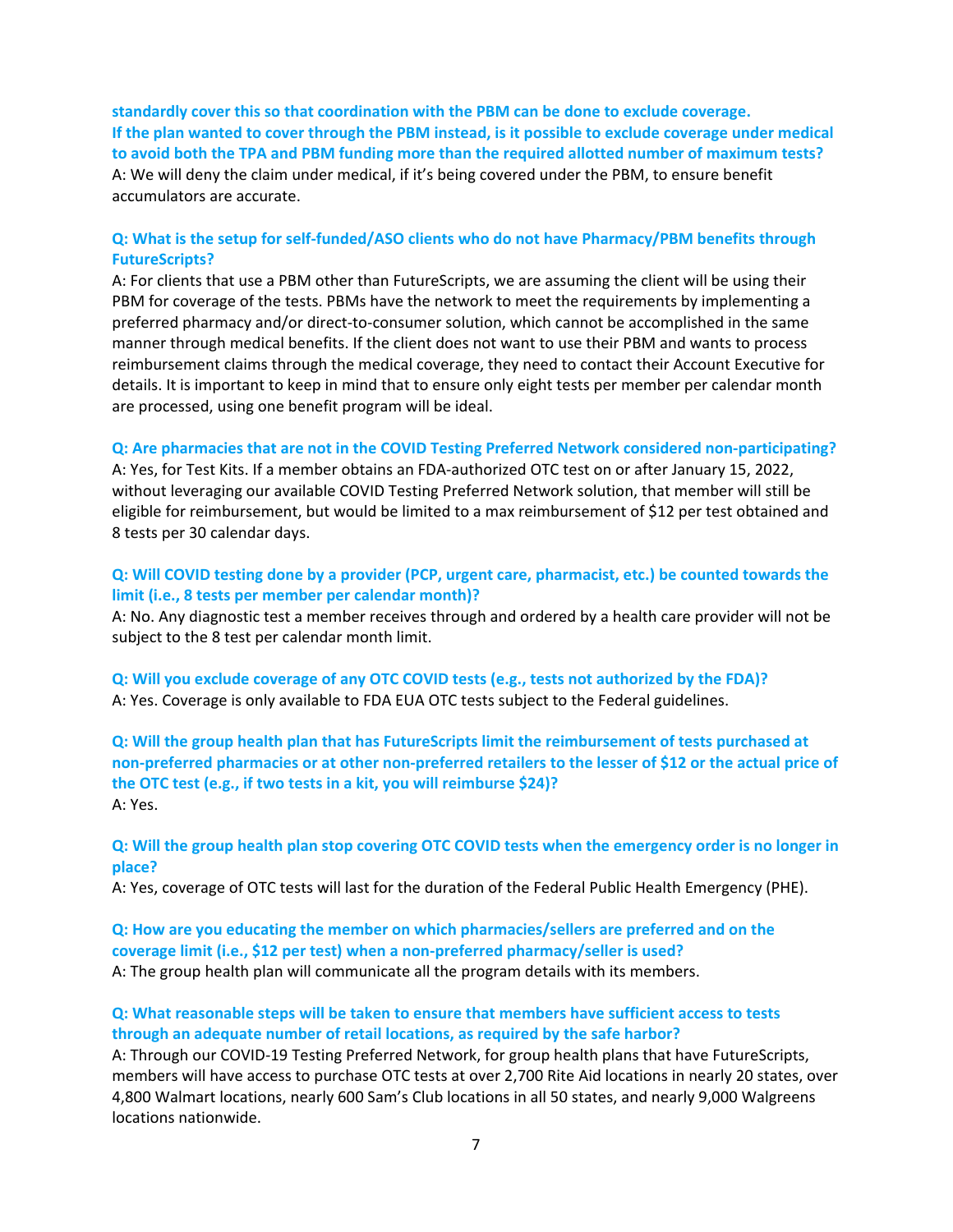**standardly cover this so that coordination with the PBM can be done to exclude coverage. If the plan wanted to cover through the PBM instead, is it possible to exclude coverage under medical to avoid both the TPA and PBM funding more than the required allotted number of maximum tests?**

A: We will deny the claim under medical, if it's being covered under the PBM, to ensure benefit accumulators are accurate.

**Q: What is the setup for self-funded/ASO clients who do not have Pharmacy/PBM benefits through FutureScripts?**

A: For clients that use a PBM other than FutureScripts, we are assuming the client will be using their PBM for coverage of the tests. PBMs have the network to meet the requirements by implementing a preferred pharmacy and/or direct-to-consumer solution, which cannot be accomplished in the same manner through medical benefits. If the client does not want to use their PBM and wants to process reimbursement claims through the medical coverage, they need to contact their Account Executive for details. It is important to keep in mind that to ensure only eight tests per member per calendar month are processed, using one benefit program will be ideal.

**Q: Are pharmacies that are not in the COVID Testing Preferred Network considered non-participating?**

A: Yes, for Test Kits. If a member obtains an FDA-authorized OTC test on or after January 15, 2022, without leveraging our available COVID Testing Preferred Network solution, that member will still be eligible for reimbursement, but would be limited to a max reimbursement of $12 per test obtained and 8 tests per 30 calendar days.

**Q: Will COVID testing done by a provider (PCP, urgent care, pharmacist, etc.) be counted towards the limit (i.e., 8 tests per member per calendar month)?**

A: No. Any diagnostic test a member receives through and ordered by a health care provider will not be subject to the 8 test per calendar month limit.

**Q: Will you exclude coverage of any OTC COVID tests (e.g., tests not authorized by the FDA)?**

A: Yes. Coverage is only available to FDA EUA OTC tests subject to the Federal guidelines.

**Q: Will the group health plan that has FutureScripts limit the reimbursement of tests purchased at non-preferred pharmacies or at other non-preferred retailers to the lesser of $12 or the actual price of the OTC test (e.g., if two tests in a kit, you will reimburse $24)?**

A: Yes.

**Q: Will the group health plan stop covering OTC COVID tests when the emergency order is no longer in place?**

A: Yes, coverage of OTC tests will last for the duration of the Federal Public Health Emergency (PHE).

**Q: How are you educating the member on which pharmacies/sellers are preferred and on the coverage limit (i.e., $12 per test) when a non-preferred pharmacy/seller is used?**

A: The group health plan will communicate all the program details with its members.

**Q: What reasonable steps will be taken to ensure that members have sufficient access to tests through an adequate number of retail locations, as required by the safe harbor?**

A: Through our COVID-19 Testing Preferred Network, for group health plans that have FutureScripts, members will have access to purchase OTC tests at over 2,700 Rite Aid locations in nearly 20 states, over 4,800 Walmart locations, nearly 600 Sam's Club locations in all 50 states, and nearly 9,000 Walgreens locations nationwide.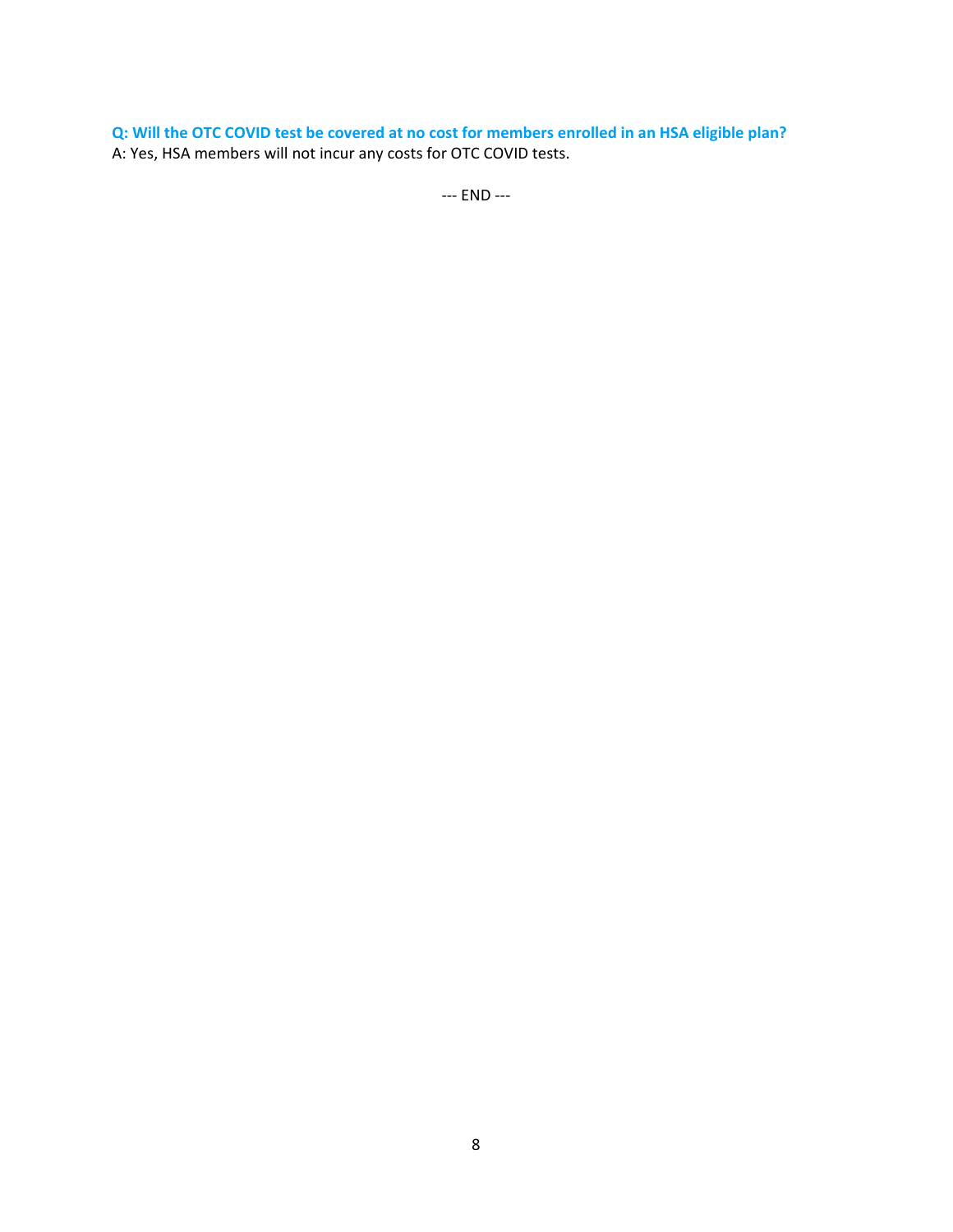**Q: Will the OTC COVID test be covered at no cost for members enrolled in an HSA eligible plan?**

A: Yes, HSA members will not incur any costs for OTC COVID tests.

--- END ---